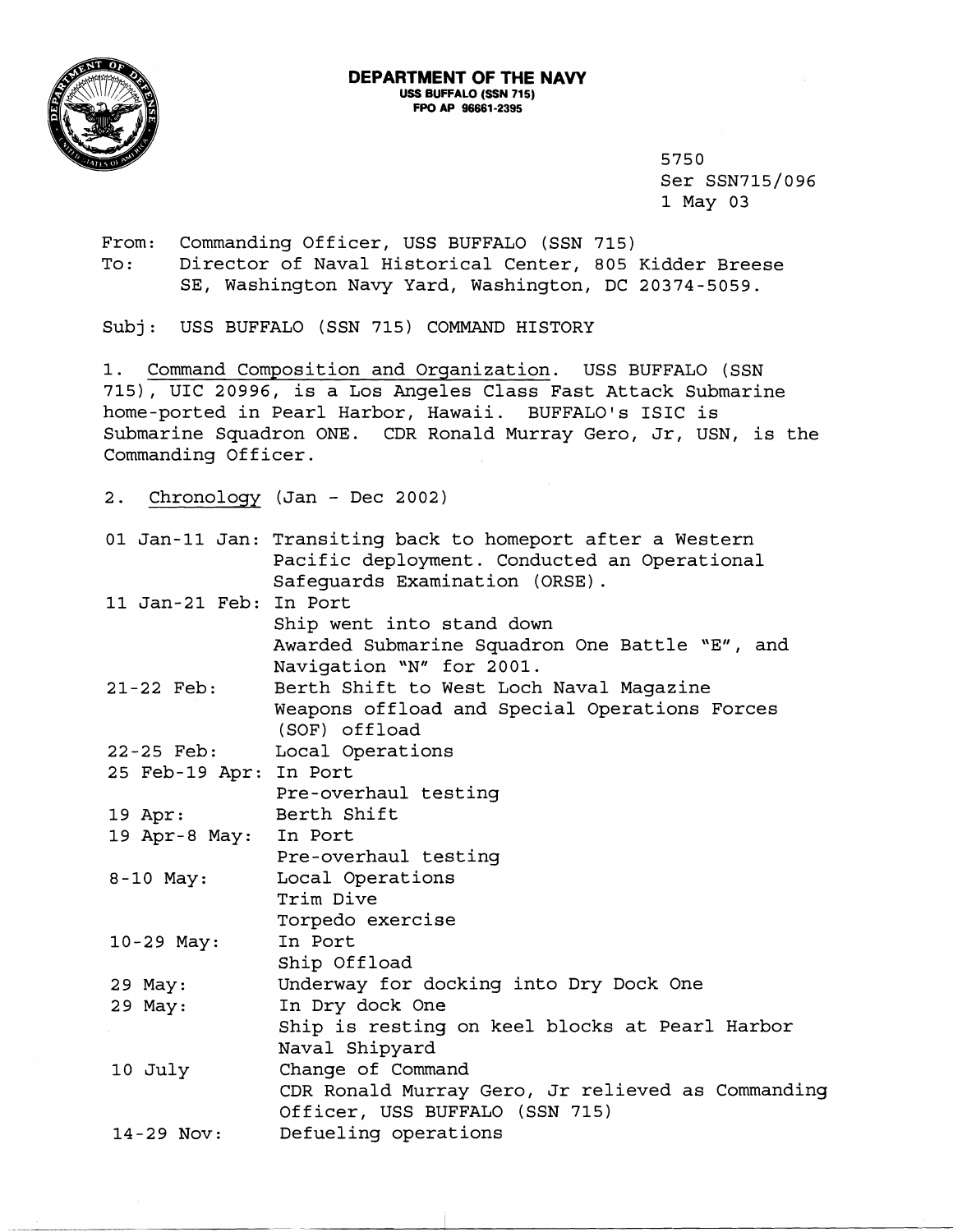**DEPARTMENT OF THE NAVY**
**USS BUFFALO (SSN 715)**
**FPO AP 96661-2395**

5750
Ser SSN715/096
1 May 03

From: Commanding Officer, USS BUFFALO (SSN 715)
To: Director of Naval Historical Center, 805 Kidder Breese SE, Washington Navy Yard, Washington, DC 20374-5059.

Subj: USS BUFFALO (SSN 715) COMMAND HISTORY

1. Command Composition and Organization. USS BUFFALO (SSN 715), UIC 20996, is a Los Angeles Class Fast Attack Submarine home-ported in Pearl Harbor, Hawaii. BUFFALO's ISIC is Submarine Squadron ONE. CDR Ronald Murray Gero, Jr, USN, is the Commanding Officer.

2. Chronology (Jan - Dec 2002)

| | |
|---|---|
| 01 Jan-11 Jan: | Transiting back to homeport after a Western Pacific deployment. Conducted an Operational Safeguards Examination (ORSE). |
| 11 Jan-21 Feb: | In Port<br>Ship went into stand down<br>Awarded Submarine Squadron One Battle "E", and Navigation "N" for 2001. |
| 21-22 Feb: | Berth Shift to West Loch Naval Magazine<br>Weapons offload and Special Operations Forces (SOF) offload |
| 22-25 Feb: | Local Operations |
| 25 Feb-19 Apr: | In Port<br>Pre-overhaul testing |
| 19 Apr: | Berth Shift |
| 19 Apr-8 May: | In Port<br>Pre-overhaul testing |
| 8-10 May: | Local Operations<br>Trim Dive<br>Torpedo exercise |
| 10-29 May: | In Port<br>Ship Offload |
| 29 May: | Underway for docking into Dry Dock One |
| 29 May: | In Dry dock One<br>Ship is resting on keel blocks at Pearl Harbor Naval Shipyard |
| 10 July | Change of Command<br>CDR Ronald Murray Gero, Jr relieved as Commanding Officer, USS BUFFALO (SSN 715) |
| 14-29 Nov: | Defueling operations |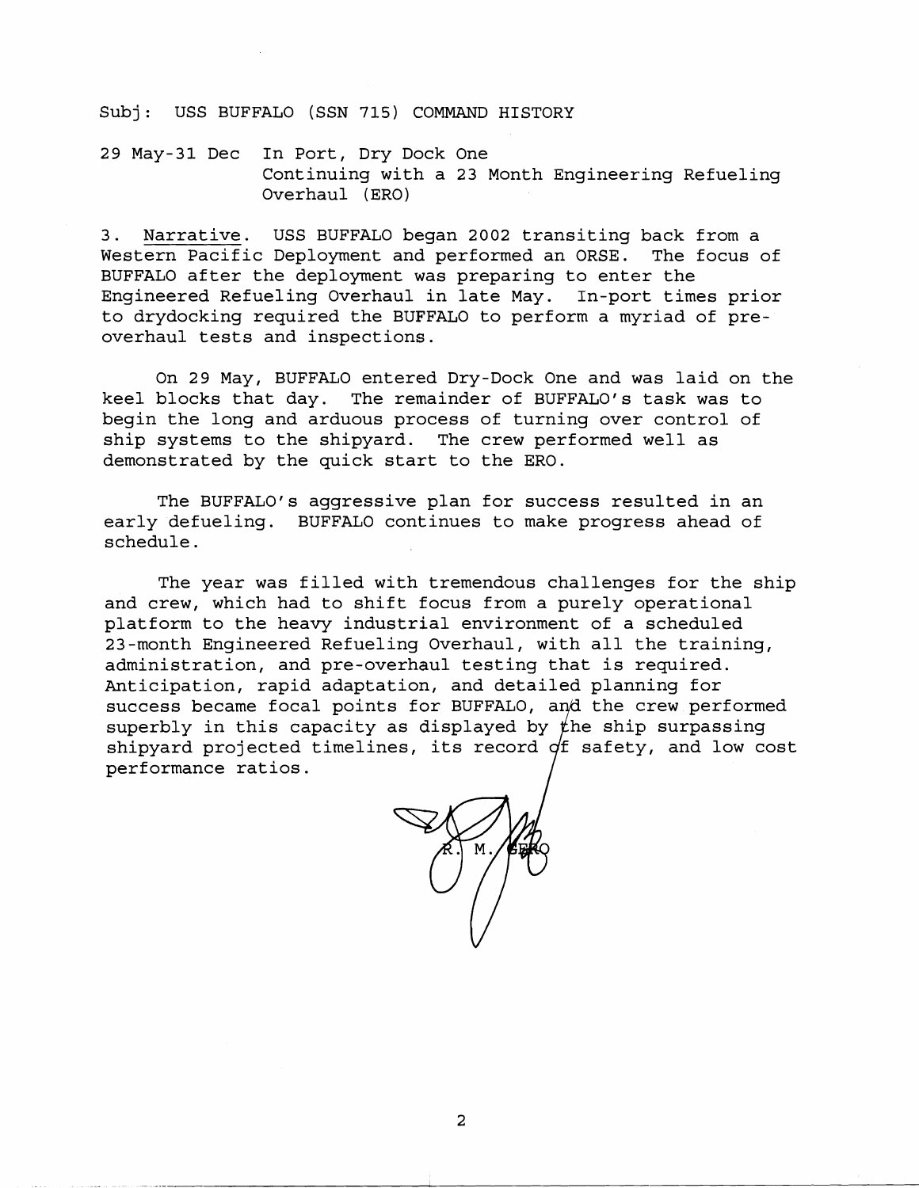Subj: USS BUFFALO (SSN 715) COMMAND HISTORY

29 May-31 Dec In Port, Dry Dock One
Continuing with a 23 Month Engineering Refueling Overhaul (ERO)

3. Narrative. USS BUFFALO began 2002 transiting back from a Western Pacific Deployment and performed an ORSE. The focus of BUFFALO after the deployment was preparing to enter the Engineered Refueling Overhaul in late May. In-port times prior to drydocking required the BUFFALO to perform a myriad of pre-overhaul tests and inspections.

On 29 May, BUFFALO entered Dry-Dock One and was laid on the keel blocks that day. The remainder of BUFFALO's task was to begin the long and arduous process of turning over control of ship systems to the shipyard. The crew performed well as demonstrated by the quick start to the ERO.

The BUFFALO's aggressive plan for success resulted in an early defueling. BUFFALO continues to make progress ahead of schedule.

The year was filled with tremendous challenges for the ship and crew, which had to shift focus from a purely operational platform to the heavy industrial environment of a scheduled 23-month Engineered Refueling Overhaul, with all the training, administration, and pre-overhaul testing that is required. Anticipation, rapid adaptation, and detailed planning for success became focal points for BUFFALO, and the crew performed superbly in this capacity as displayed by the ship surpassing shipyard projected timelines, its record of safety, and low cost performance ratios.

R. M. GERO